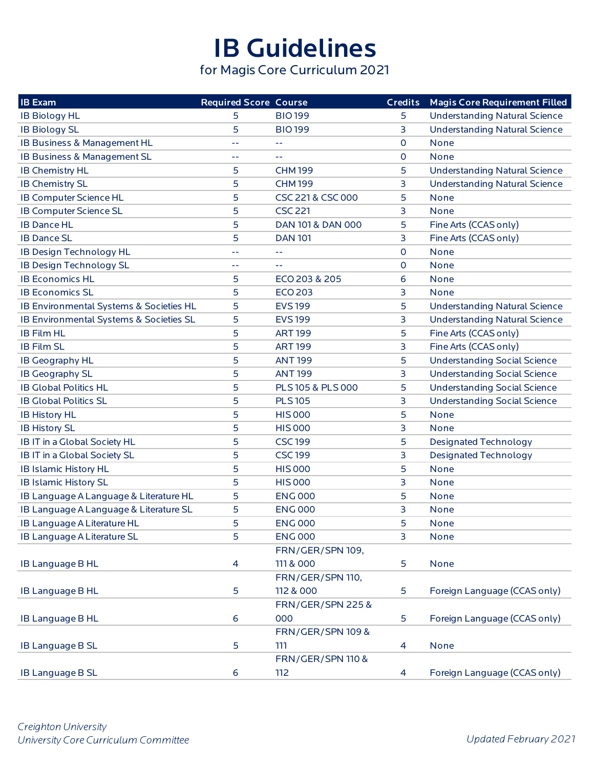# IB Guidelines

for Magis Core Curriculum 2021

| IB Exam | Required Score | Course | Credits | Magis Core Requirement Filled |
|---|---|---|---|---|
| IB Biology HL | 5 | BIO 199 | 5 | Understanding Natural Science |
| IB Biology SL | 5 | BIO 199 | 3 | Understanding Natural Science |
| IB Business & Management HL | -- | -- | 0 | None |
| IB Business & Management SL | -- | -- | 0 | None |
| IB Chemistry HL | 5 | CHM 199 | 5 | Understanding Natural Science |
| IB Chemistry SL | 5 | CHM 199 | 3 | Understanding Natural Science |
| IB Computer Science HL | 5 | CSC 221 & CSC 000 | 5 | None |
| IB Computer Science SL | 5 | CSC 221 | 3 | None |
| IB Dance HL | 5 | DAN 101 & DAN 000 | 5 | Fine Arts (CCAS only) |
| IB Dance SL | 5 | DAN 101 | 3 | Fine Arts (CCAS only) |
| IB Design Technology HL | -- | -- | 0 | None |
| IB Design Technology SL | -- | -- | 0 | None |
| IB Economics HL | 5 | ECO 203 & 205 | 6 | None |
| IB Economics SL | 5 | ECO 203 | 3 | None |
| IB Environmental Systems & Societies HL | 5 | EVS 199 | 5 | Understanding Natural Science |
| IB Environmental Systems & Societies SL | 5 | EVS 199 | 3 | Understanding Natural Science |
| IB Film HL | 5 | ART 199 | 5 | Fine Arts (CCAS only) |
| IB Film SL | 5 | ART 199 | 3 | Fine Arts (CCAS only) |
| IB Geography HL | 5 | ANT 199 | 5 | Understanding Social Science |
| IB Geography SL | 5 | ANT 199 | 3 | Understanding Social Science |
| IB Global Politics HL | 5 | PLS 105 & PLS 000 | 5 | Understanding Social Science |
| IB Global Politics SL | 5 | PLS 105 | 3 | Understanding Social Science |
| IB History HL | 5 | HIS 000 | 5 | None |
| IB History SL | 5 | HIS 000 | 3 | None |
| IB IT in a Global Society HL | 5 | CSC 199 | 5 | Designated Technology |
| IB IT in a Global Society SL | 5 | CSC 199 | 3 | Designated Technology |
| IB Islamic History HL | 5 | HIS 000 | 5 | None |
| IB Islamic History SL | 5 | HIS 000 | 3 | None |
| IB Language A Language & Literature HL | 5 | ENG 000 | 5 | None |
| IB Language A Language & Literature SL | 5 | ENG 000 | 3 | None |
| IB Language A Literature HL | 5 | ENG 000 | 5 | None |
| IB Language A Literature SL | 5 | ENG 000 | 3 | None |
| IB Language B HL | 4 | FRN/GER/SPN 109, 111 & 000 | 5 | None |
| IB Language B HL | 5 | FRN/GER/SPN 110, 112 & 000 | 5 | Foreign Language (CCAS only) |
| IB Language B HL | 6 | FRN/GER/SPN 225 & 000 | 5 | Foreign Language (CCAS only) |
| IB Language B SL | 5 | FRN/GER/SPN 109 & 111 | 4 | None |
| IB Language B SL | 6 | FRN/GER/SPN 110 & 112 | 4 | Foreign Language (CCAS only) |

*Creighton University*
*University Core Curriculum Committee*

*Updated February 2021*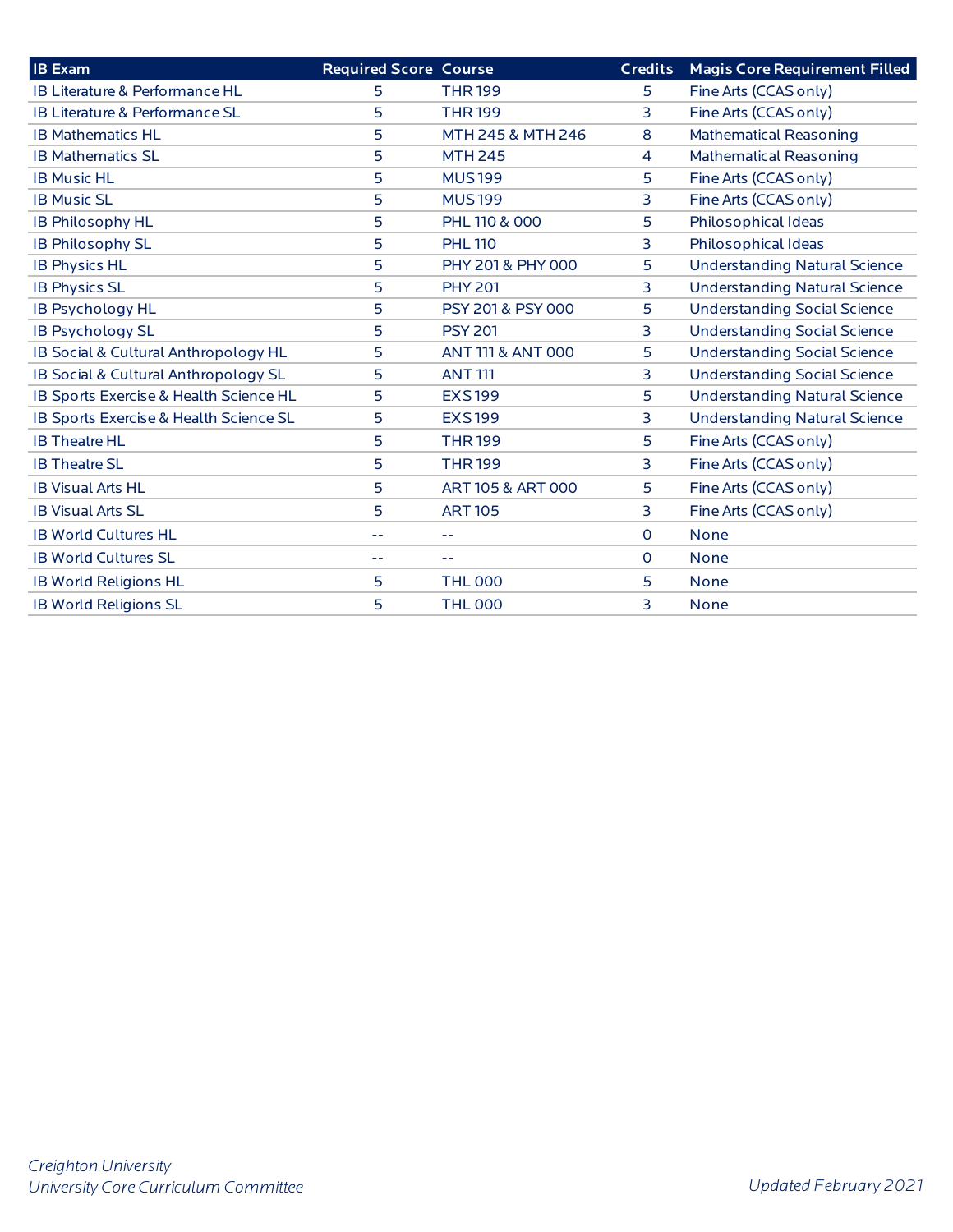| IB Exam | Required Score | Course | Credits | Magis Core Requirement Filled |
|---|---|---|---|---|
| IB Literature & Performance HL | 5 | THR 199 | 5 | Fine Arts (CCAS only) |
| IB Literature & Performance SL | 5 | THR 199 | 3 | Fine Arts (CCAS only) |
| IB Mathematics HL | 5 | MTH 245 & MTH 246 | 8 | Mathematical Reasoning |
| IB Mathematics SL | 5 | MTH 245 | 4 | Mathematical Reasoning |
| IB Music HL | 5 | MUS 199 | 5 | Fine Arts (CCAS only) |
| IB Music SL | 5 | MUS 199 | 3 | Fine Arts (CCAS only) |
| IB Philosophy HL | 5 | PHL 110 & 000 | 5 | Philosophical Ideas |
| IB Philosophy SL | 5 | PHL 110 | 3 | Philosophical Ideas |
| IB Physics HL | 5 | PHY 201 & PHY 000 | 5 | Understanding Natural Science |
| IB Physics SL | 5 | PHY 201 | 3 | Understanding Natural Science |
| IB Psychology HL | 5 | PSY 201 & PSY 000 | 5 | Understanding Social Science |
| IB Psychology SL | 5 | PSY 201 | 3 | Understanding Social Science |
| IB Social & Cultural Anthropology HL | 5 | ANT 111 & ANT 000 | 5 | Understanding Social Science |
| IB Social & Cultural Anthropology SL | 5 | ANT 111 | 3 | Understanding Social Science |
| IB Sports Exercise & Health Science HL | 5 | EXS 199 | 5 | Understanding Natural Science |
| IB Sports Exercise & Health Science SL | 5 | EXS 199 | 3 | Understanding Natural Science |
| IB Theatre HL | 5 | THR 199 | 5 | Fine Arts (CCAS only) |
| IB Theatre SL | 5 | THR 199 | 3 | Fine Arts (CCAS only) |
| IB Visual Arts HL | 5 | ART 105 & ART 000 | 5 | Fine Arts (CCAS only) |
| IB Visual Arts SL | 5 | ART 105 | 3 | Fine Arts (CCAS only) |
| IB World Cultures HL | -- | -- | 0 | None |
| IB World Cultures SL | -- | -- | 0 | None |
| IB World Religions HL | 5 | THL 000 | 5 | None |
| IB World Religions SL | 5 | THL 000 | 3 | None |

*Creighton University*
*University Core Curriculum Committee*

*Updated February 2021*